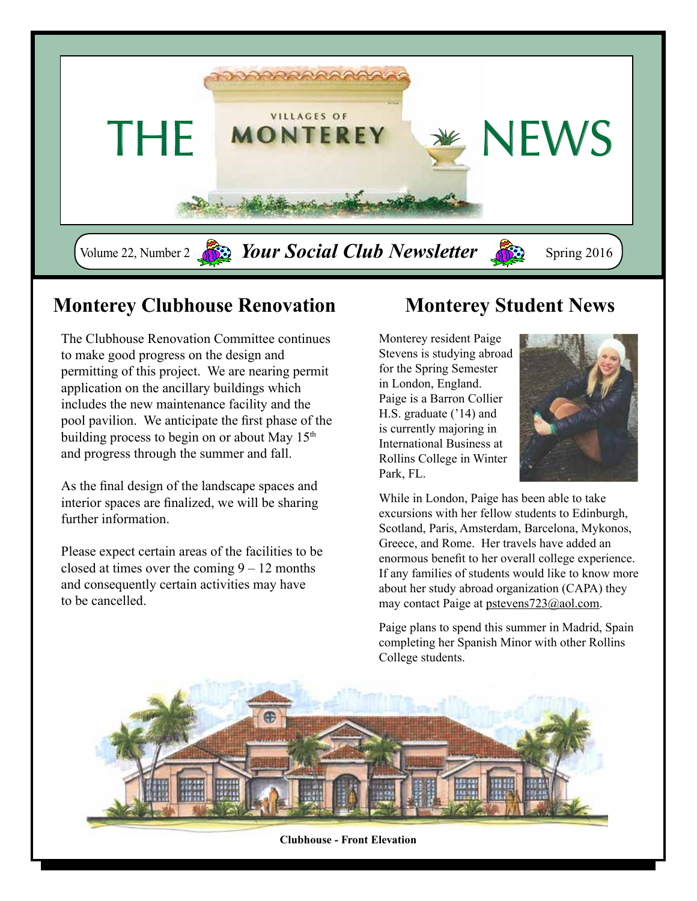# THE VILLAGES OF MONTEREY NEWS

Volume 22, Number 2 — ***Your Social Club Newsletter*** — Spring 2016

## Monterey Clubhouse Renovation

The Clubhouse Renovation Committee continues to make good progress on the design and permitting of this project. We are nearing permit application on the ancillary buildings which includes the new maintenance facility and the pool pavilion. We anticipate the first phase of the building process to begin on or about May 15th and progress through the summer and fall.

As the final design of the landscape spaces and interior spaces are finalized, we will be sharing further information.

Please expect certain areas of the facilities to be closed at times over the coming 9 – 12 months and consequently certain activities may have to be cancelled.

## Monterey Student News

Monterey resident Paige Stevens is studying abroad for the Spring Semester in London, England. Paige is a Barron Collier H.S. graduate ('14) and is currently majoring in International Business at Rollins College in Winter Park, FL.

While in London, Paige has been able to take excursions with her fellow students to Edinburgh, Scotland, Paris, Amsterdam, Barcelona, Mykonos, Greece, and Rome. Her travels have added an enormous benefit to her overall college experience. If any families of students would like to know more about her study abroad organization (CAPA) they may contact Paige at pstevens723@aol.com.

Paige plans to spend this summer in Madrid, Spain completing her Spanish Minor with other Rollins College students.

**Clubhouse - Front Elevation**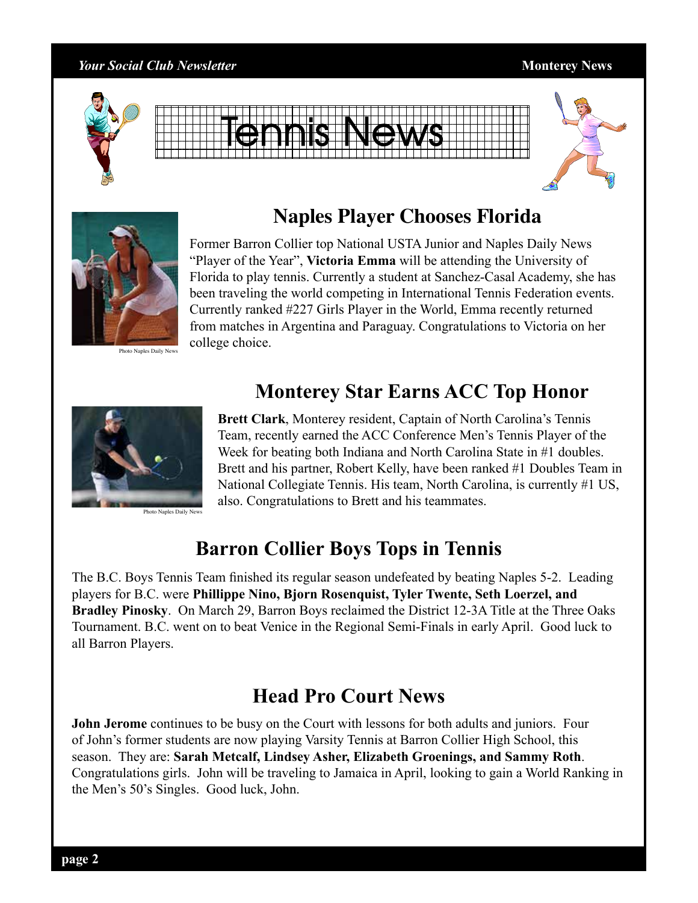# Tennis News

## Naples Player Chooses Florida

Photo Naples Daily News

Former Barron Collier top National USTA Junior and Naples Daily News "Player of the Year", **Victoria Emma** will be attending the University of Florida to play tennis. Currently a student at Sanchez-Casal Academy, she has been traveling the world competing in International Tennis Federation events. Currently ranked #227 Girls Player in the World, Emma recently returned from matches in Argentina and Paraguay. Congratulations to Victoria on her college choice.

## Monterey Star Earns ACC Top Honor

Photo Naples Daily News

**Brett Clark**, Monterey resident, Captain of North Carolina's Tennis Team, recently earned the ACC Conference Men's Tennis Player of the Week for beating both Indiana and North Carolina State in #1 doubles. Brett and his partner, Robert Kelly, have been ranked #1 Doubles Team in National Collegiate Tennis. His team, North Carolina, is currently #1 US, also. Congratulations to Brett and his teammates.

## Barron Collier Boys Tops in Tennis

The B.C. Boys Tennis Team finished its regular season undefeated by beating Naples 5-2. Leading players for B.C. were **Phillippe Nino, Bjorn Rosenquist, Tyler Twente, Seth Loerzel, and Bradley Pinosky**. On March 29, Barron Boys reclaimed the District 12-3A Title at the Three Oaks Tournament. B.C. went on to beat Venice in the Regional Semi-Finals in early April. Good luck to all Barron Players.

## Head Pro Court News

**John Jerome** continues to be busy on the Court with lessons for both adults and juniors. Four of John's former students are now playing Varsity Tennis at Barron Collier High School, this season. They are: **Sarah Metcalf, Lindsey Asher, Elizabeth Groenings, and Sammy Roth**. Congratulations girls. John will be traveling to Jamaica in April, looking to gain a World Ranking in the Men's 50's Singles. Good luck, John.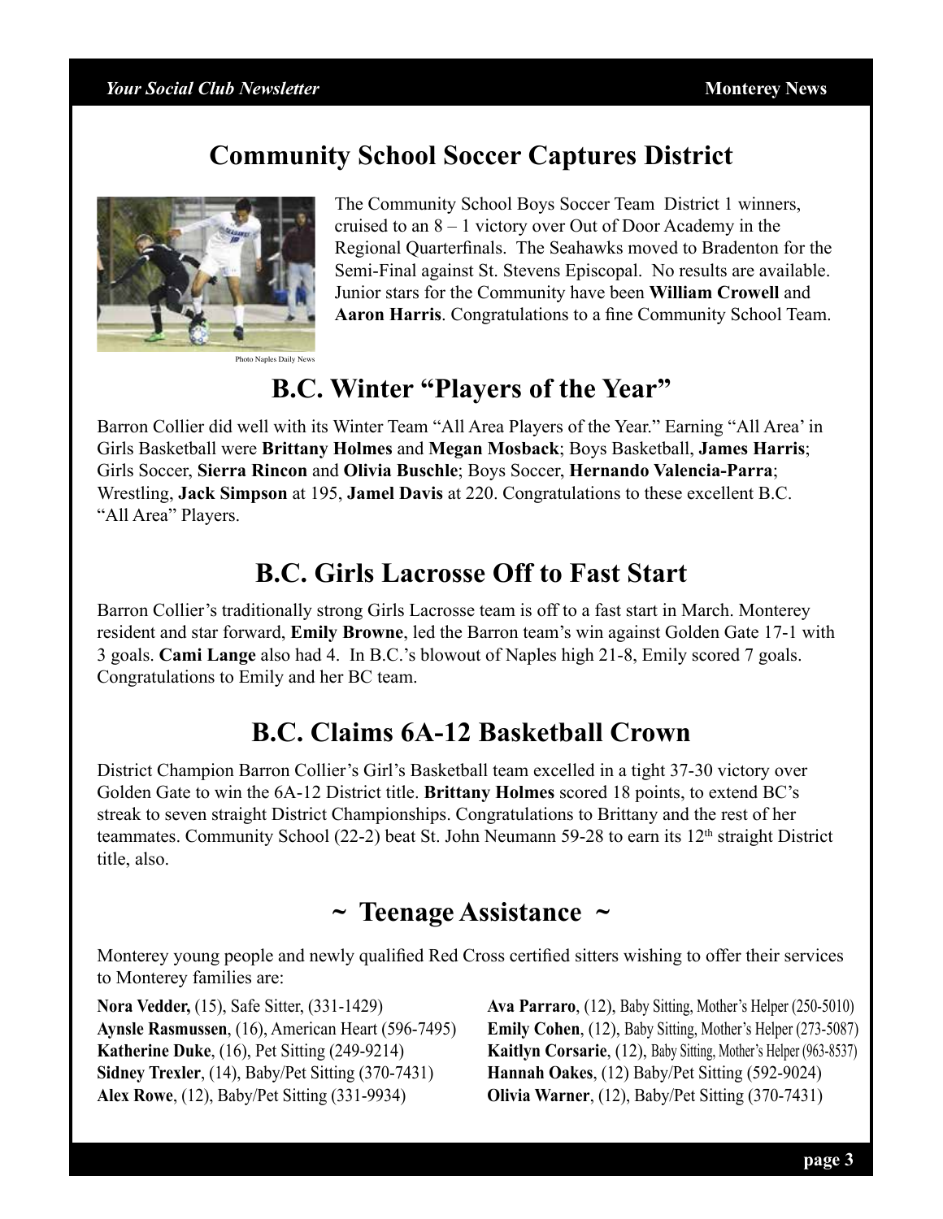## Community School Soccer Captures District

Photo Naples Daily News

The Community School Boys Soccer Team District 1 winners, cruised to an 8 – 1 victory over Out of Door Academy in the Regional Quarterfinals. The Seahawks moved to Bradenton for the Semi-Final against St. Stevens Episcopal. No results are available. Junior stars for the Community have been **William Crowell** and **Aaron Harris**. Congratulations to a fine Community School Team.

## B.C. Winter "Players of the Year"

Barron Collier did well with its Winter Team "All Area Players of the Year." Earning "All Area' in Girls Basketball were **Brittany Holmes** and **Megan Mosback**; Boys Basketball, **James Harris**; Girls Soccer, **Sierra Rincon** and **Olivia Buschle**; Boys Soccer, **Hernando Valencia-Parra**; Wrestling, **Jack Simpson** at 195, **Jamel Davis** at 220. Congratulations to these excellent B.C. "All Area" Players.

## B.C. Girls Lacrosse Off to Fast Start

Barron Collier's traditionally strong Girls Lacrosse team is off to a fast start in March. Monterey resident and star forward, **Emily Browne**, led the Barron team's win against Golden Gate 17-1 with 3 goals. **Cami Lange** also had 4. In B.C.'s blowout of Naples high 21-8, Emily scored 7 goals. Congratulations to Emily and her BC team.

## B.C. Claims 6A-12 Basketball Crown

District Champion Barron Collier's Girl's Basketball team excelled in a tight 37-30 victory over Golden Gate to win the 6A-12 District title. **Brittany Holmes** scored 18 points, to extend BC's streak to seven straight District Championships. Congratulations to Brittany and the rest of her teammates. Community School (22-2) beat St. John Neumann 59-28 to earn its 12th straight District title, also.

## ~ Teenage Assistance ~

Monterey young people and newly qualified Red Cross certified sitters wishing to offer their services to Monterey families are:

**Nora Vedder,** (15), Safe Sitter, (331-1429)
**Aynsle Rasmussen**, (16), American Heart (596-7495)
**Katherine Duke**, (16), Pet Sitting (249-9214)
**Sidney Trexler**, (14), Baby/Pet Sitting (370-7431)
**Alex Rowe**, (12), Baby/Pet Sitting (331-9934)
**Ava Parraro**, (12), Baby Sitting, Mother's Helper (250-5010)
**Emily Cohen**, (12), Baby Sitting, Mother's Helper (273-5087)
**Kaitlyn Corsarie**, (12), Baby Sitting, Mother's Helper (963-8537)
**Hannah Oakes**, (12) Baby/Pet Sitting (592-9024)
**Olivia Warner**, (12), Baby/Pet Sitting (370-7431)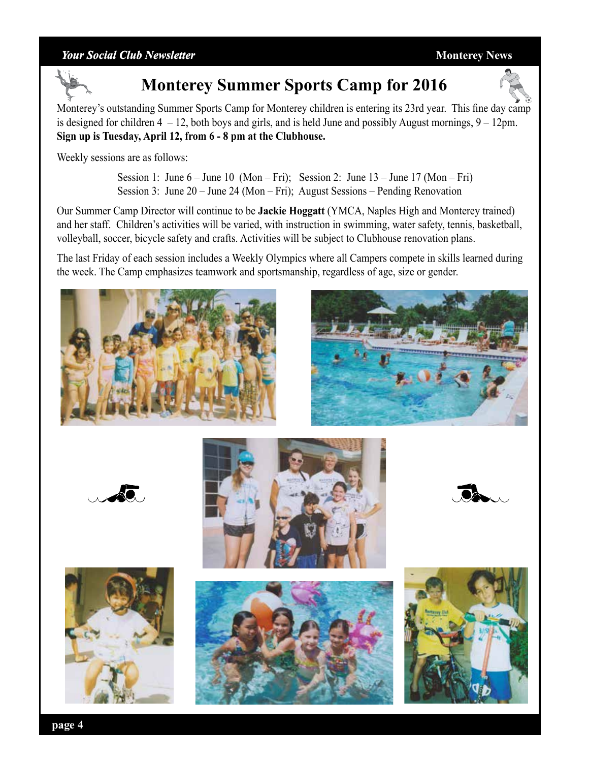# Monterey Summer Sports Camp for 2016

Monterey's outstanding Summer Sports Camp for Monterey children is entering its 23rd year. This fine day camp is designed for children 4 – 12, both boys and girls, and is held June and possibly August mornings, 9 – 12pm. **Sign up is Tuesday, April 12, from 6 - 8 pm at the Clubhouse.**

Weekly sessions are as follows:

Session 1: June 6 – June 10 (Mon – Fri); Session 2: June 13 – June 17 (Mon – Fri)
Session 3: June 20 – June 24 (Mon – Fri); August Sessions – Pending Renovation

Our Summer Camp Director will continue to be **Jackie Hoggatt** (YMCA, Naples High and Monterey trained) and her staff. Children's activities will be varied, with instruction in swimming, water safety, tennis, basketball, volleyball, soccer, bicycle safety and crafts. Activities will be subject to Clubhouse renovation plans.

The last Friday of each session includes a Weekly Olympics where all Campers compete in skills learned during the week. The Camp emphasizes teamwork and sportsmanship, regardless of age, size or gender.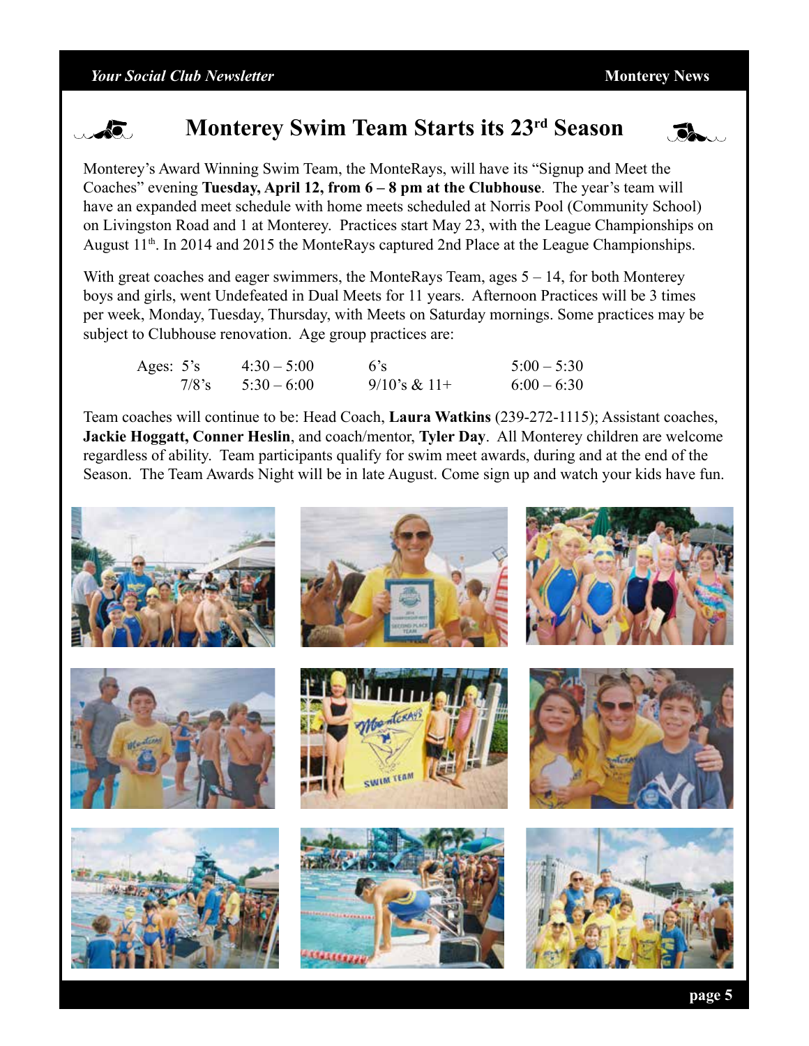# Monterey Swim Team Starts its 23rd Season

Monterey's Award Winning Swim Team, the MonteRays, will have its "Signup and Meet the Coaches" evening **Tuesday, April 12, from 6 – 8 pm at the Clubhouse**. The year's team will have an expanded meet schedule with home meets scheduled at Norris Pool (Community School) on Livingston Road and 1 at Monterey. Practices start May 23, with the League Championships on August 11th. In 2014 and 2015 the MonteRays captured 2nd Place at the League Championships.

With great coaches and eager swimmers, the MonteRays Team, ages 5 – 14, for both Monterey boys and girls, went Undefeated in Dual Meets for 11 years. Afternoon Practices will be 3 times per week, Monday, Tuesday, Thursday, with Meets on Saturday mornings. Some practices may be subject to Clubhouse renovation. Age group practices are:

| Ages | Time | Ages | Time |
|---|---|---|---|
| 5's | 4:30 – 5:00 | 6's | 5:00 – 5:30 |
| 7/8's | 5:30 – 6:00 | 9/10's & 11+ | 6:00 – 6:30 |

Team coaches will continue to be: Head Coach, **Laura Watkins** (239-272-1115); Assistant coaches, **Jackie Hoggatt, Conner Heslin**, and coach/mentor, **Tyler Day**. All Monterey children are welcome regardless of ability. Team participants qualify for swim meet awards, during and at the end of the Season. The Team Awards Night will be in late August. Come sign up and watch your kids have fun.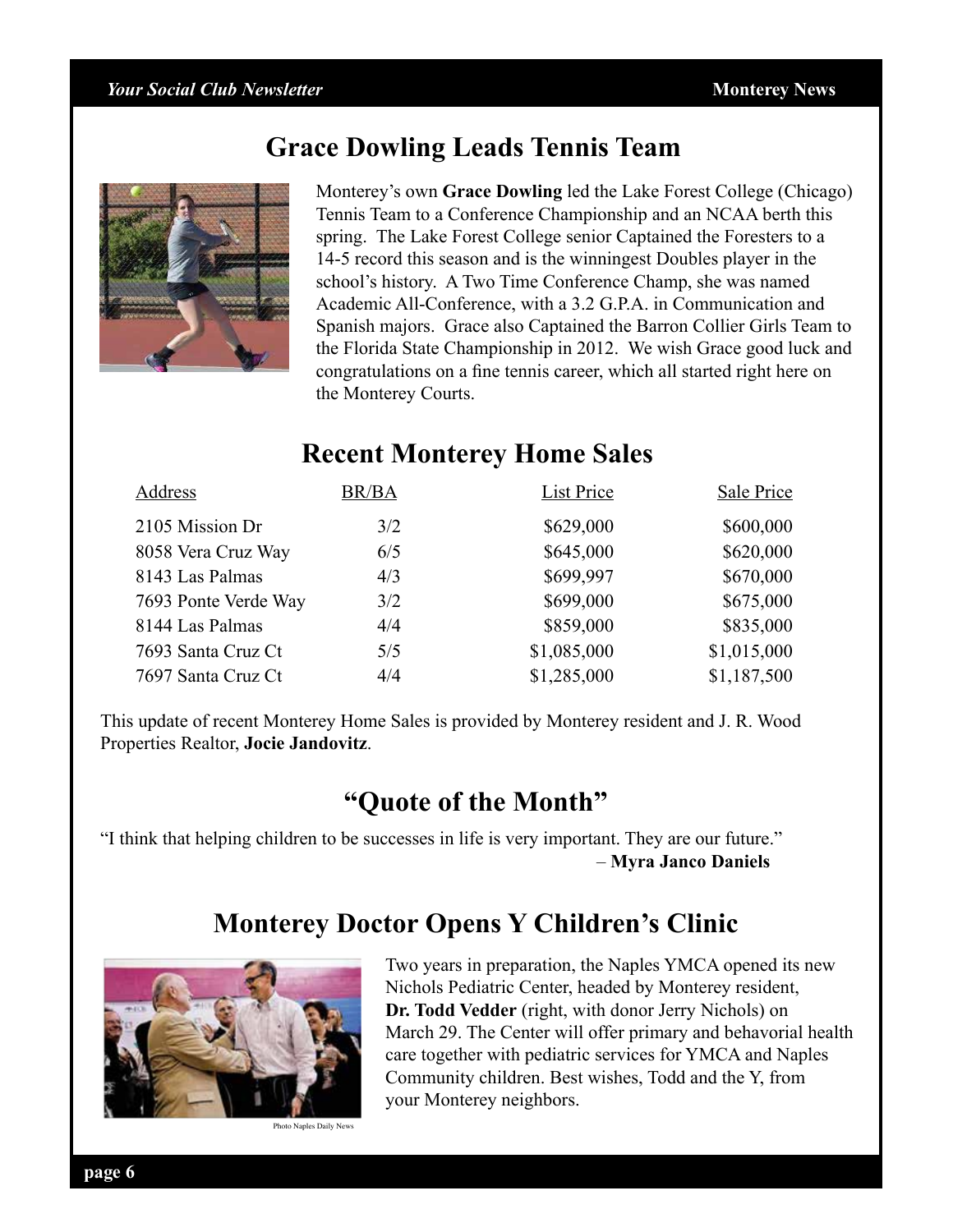## Grace Dowling Leads Tennis Team

Monterey's own **Grace Dowling** led the Lake Forest College (Chicago) Tennis Team to a Conference Championship and an NCAA berth this spring. The Lake Forest College senior Captained the Foresters to a 14-5 record this season and is the winningest Doubles player in the school's history. A Two Time Conference Champ, she was named Academic All-Conference, with a 3.2 G.P.A. in Communication and Spanish majors. Grace also Captained the Barron Collier Girls Team to the Florida State Championship in 2012. We wish Grace good luck and congratulations on a fine tennis career, which all started right here on the Monterey Courts.

## Recent Monterey Home Sales

| Address | BR/BA | List Price | Sale Price |
|---|---|---|---|
| 2105 Mission Dr | 3/2 | $629,000 | $600,000 |
| 8058 Vera Cruz Way | 6/5 | $645,000 | $620,000 |
| 8143 Las Palmas | 4/3 | $699,997 | $670,000 |
| 7693 Ponte Verde Way | 3/2 | $699,000 | $675,000 |
| 8144 Las Palmas | 4/4 | $859,000 | $835,000 |
| 7693 Santa Cruz Ct | 5/5 | $1,085,000 | $1,015,000 |
| 7697 Santa Cruz Ct | 4/4 | $1,285,000 | $1,187,500 |

This update of recent Monterey Home Sales is provided by Monterey resident and J. R. Wood Properties Realtor, **Jocie Jandovitz**.

## "Quote of the Month"

"I think that helping children to be successes in life is very important. They are our future."

– **Myra Janco Daniels**

## Monterey Doctor Opens Y Children's Clinic

Photo Naples Daily News

Two years in preparation, the Naples YMCA opened its new Nichols Pediatric Center, headed by Monterey resident, **Dr. Todd Vedder** (right, with donor Jerry Nichols) on March 29. The Center will offer primary and behavorial health care together with pediatric services for YMCA and Naples Community children. Best wishes, Todd and the Y, from your Monterey neighbors.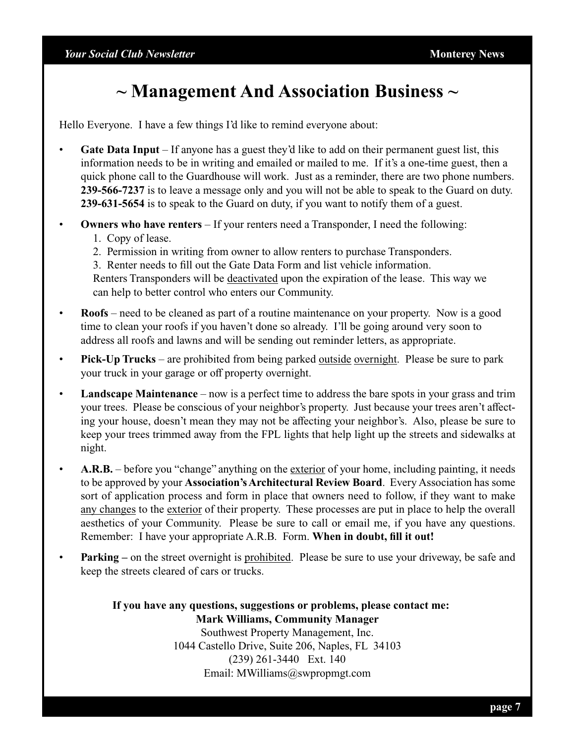# ~ Management And Association Business ~

Hello Everyone. I have a few things I'd like to remind everyone about:

- **Gate Data Input** – If anyone has a guest they'd like to add on their permanent guest list, this information needs to be in writing and emailed or mailed to me. If it's a one-time guest, then a quick phone call to the Guardhouse will work. Just as a reminder, there are two phone numbers. **239-566-7237** is to leave a message only and you will not be able to speak to the Guard on duty. **239-631-5654** is to speak to the Guard on duty, if you want to notify them of a guest.
- **Owners who have renters** – If your renters need a Transponder, I need the following:
  1. Copy of lease.
  2. Permission in writing from owner to allow renters to purchase Transponders.
  3. Renter needs to fill out the Gate Data Form and list vehicle information.

  Renters Transponders will be deactivated upon the expiration of the lease. This way we can help to better control who enters our Community.
- **Roofs** – need to be cleaned as part of a routine maintenance on your property. Now is a good time to clean your roofs if you haven't done so already. I'll be going around very soon to address all roofs and lawns and will be sending out reminder letters, as appropriate.
- **Pick-Up Trucks** – are prohibited from being parked outside overnight. Please be sure to park your truck in your garage or off property overnight.
- **Landscape Maintenance** – now is a perfect time to address the bare spots in your grass and trim your trees. Please be conscious of your neighbor's property. Just because your trees aren't affecting your house, doesn't mean they may not be affecting your neighbor's. Also, please be sure to keep your trees trimmed away from the FPL lights that help light up the streets and sidewalks at night.
- **A.R.B.** – before you "change" anything on the exterior of your home, including painting, it needs to be approved by your **Association's Architectural Review Board**. Every Association has some sort of application process and form in place that owners need to follow, if they want to make any changes to the exterior of their property. These processes are put in place to help the overall aesthetics of your Community. Please be sure to call or email me, if you have any questions. Remember: I have your appropriate A.R.B. Form. **When in doubt, fill it out!**
- **Parking –** on the street overnight is prohibited. Please be sure to use your driveway, be safe and keep the streets cleared of cars or trucks.

**If you have any questions, suggestions or problems, please contact me:**
**Mark Williams, Community Manager**
Southwest Property Management, Inc.
1044 Castello Drive, Suite 206, Naples, FL 34103
(239) 261-3440 Ext. 140
Email: MWilliams@swpropmgt.com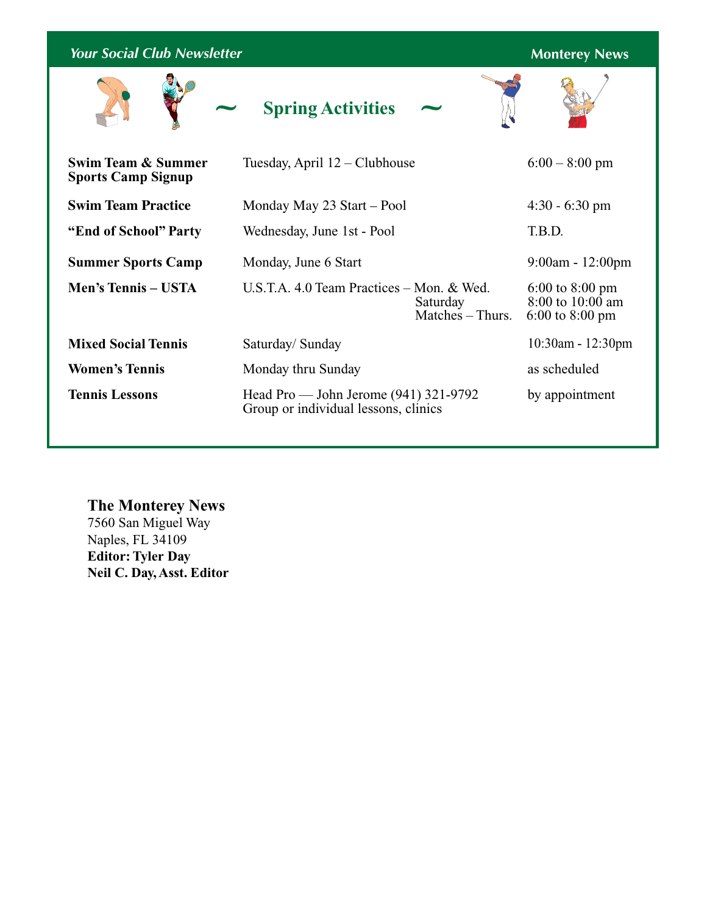## Spring Activities

| | | |
|---|---|---|
| **Swim Team & Summer Sports Camp Signup** | Tuesday, April 12 – Clubhouse | 6:00 – 8:00 pm |
| **Swim Team Practice** | Monday May 23 Start – Pool | 4:30 - 6:30 pm |
| **"End of School" Party** | Wednesday, June 1st - Pool | T.B.D. |
| **Summer Sports Camp** | Monday, June 6 Start | 9:00am - 12:00pm |
| **Men's Tennis – USTA** | U.S.T.A. 4.0 Team Practices – Mon. & Wed.<br>Saturday<br>Matches – Thurs. | 6:00 to 8:00 pm<br>8:00 to 10:00 am<br>6:00 to 8:00 pm |
| **Mixed Social Tennis** | Saturday/ Sunday | 10:30am - 12:30pm |
| **Women's Tennis** | Monday thru Sunday | as scheduled |
| **Tennis Lessons** | Head Pro — John Jerome (941) 321-9792<br>Group or individual lessons, clinics | by appointment |

**The Monterey News**
7560 San Miguel Way
Naples, FL 34109
**Editor: Tyler Day**
**Neil C. Day, Asst. Editor**